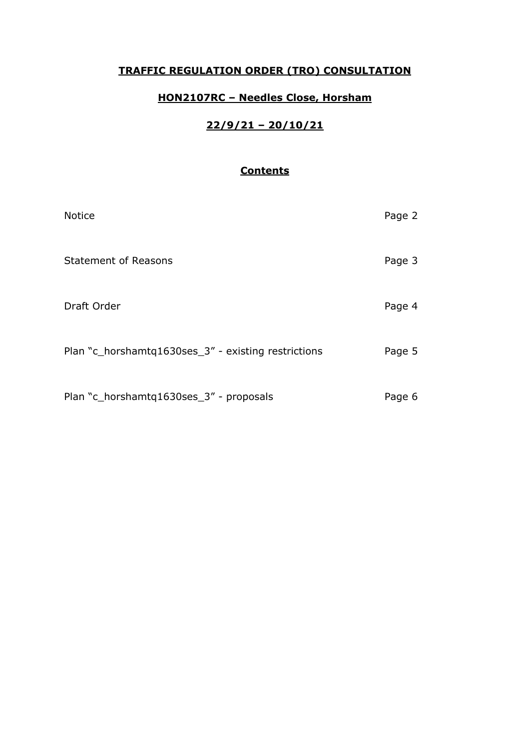# **TRAFFIC REGULATION ORDER (TRO) CONSULTATION**

## **HON2107RC – Needles Close, Horsham**

## **22/9/21 – 20/10/21**

### **Contents**

| | |
|---|---|
| Notice | Page 2 |
| Statement of Reasons | Page 3 |
| Draft Order | Page 4 |
| Plan "c_horshamtq1630ses_3" - existing restrictions | Page 5 |
| Plan "c_horshamtq1630ses_3" - proposals | Page 6 |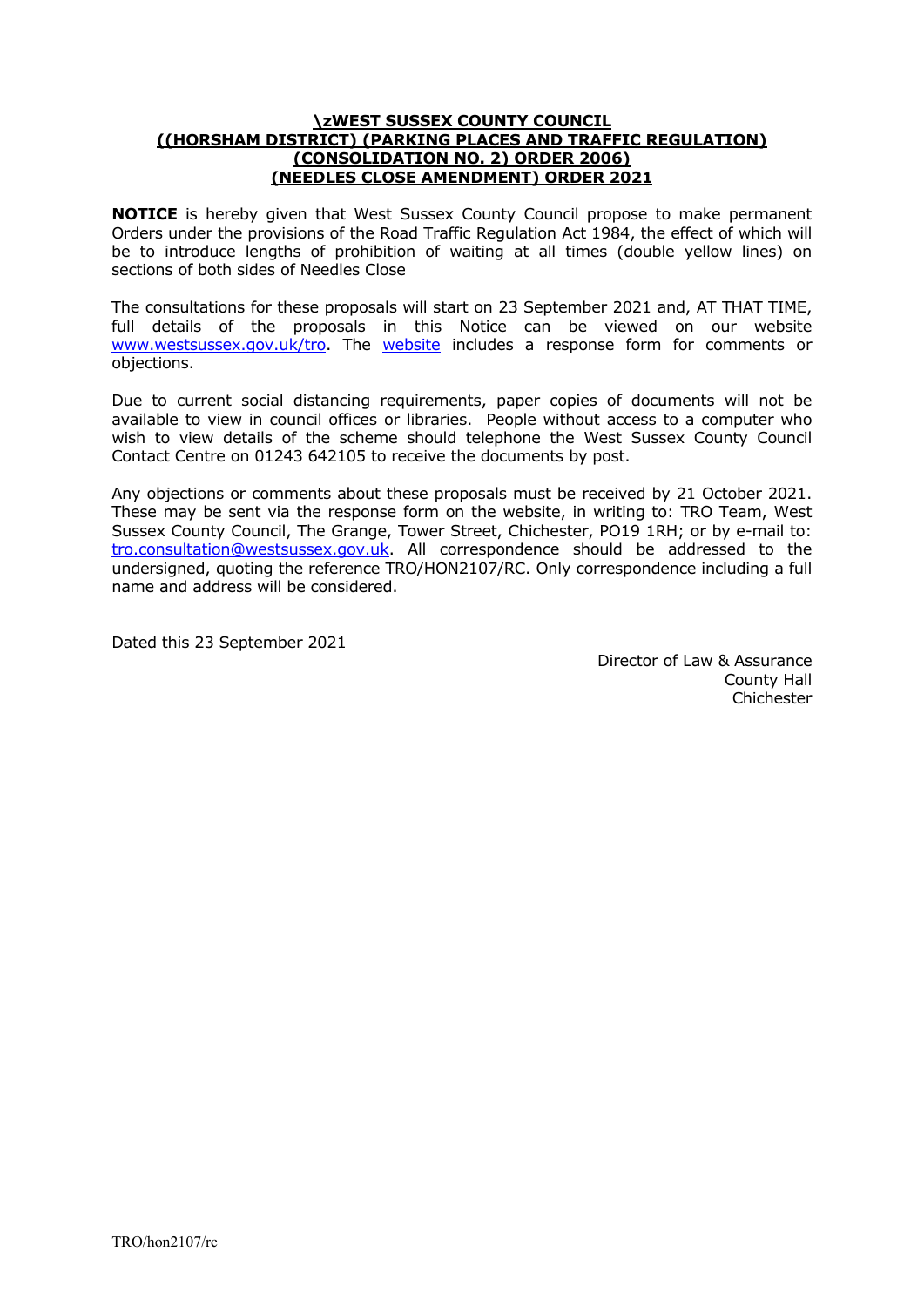**\zWEST SUSSEX COUNTY COUNCIL**
**((HORSHAM DISTRICT) (PARKING PLACES AND TRAFFIC REGULATION)**
**(CONSOLIDATION NO. 2) ORDER 2006)**
**(NEEDLES CLOSE AMENDMENT) ORDER 2021**

**NOTICE** is hereby given that West Sussex County Council propose to make permanent Orders under the provisions of the Road Traffic Regulation Act 1984, the effect of which will be to introduce lengths of prohibition of waiting at all times (double yellow lines) on sections of both sides of Needles Close

The consultations for these proposals will start on 23 September 2021 and, AT THAT TIME, full details of the proposals in this Notice can be viewed on our website www.westsussex.gov.uk/tro. The website includes a response form for comments or objections.

Due to current social distancing requirements, paper copies of documents will not be available to view in council offices or libraries. People without access to a computer who wish to view details of the scheme should telephone the West Sussex County Council Contact Centre on 01243 642105 to receive the documents by post.

Any objections or comments about these proposals must be received by 21 October 2021. These may be sent via the response form on the website, in writing to: TRO Team, West Sussex County Council, The Grange, Tower Street, Chichester, PO19 1RH; or by e-mail to: tro.consultation@westsussex.gov.uk. All correspondence should be addressed to the undersigned, quoting the reference TRO/HON2107/RC. Only correspondence including a full name and address will be considered.

Dated this 23 September 2021

Director of Law & Assurance
County Hall
Chichester

TRO/hon2107/rc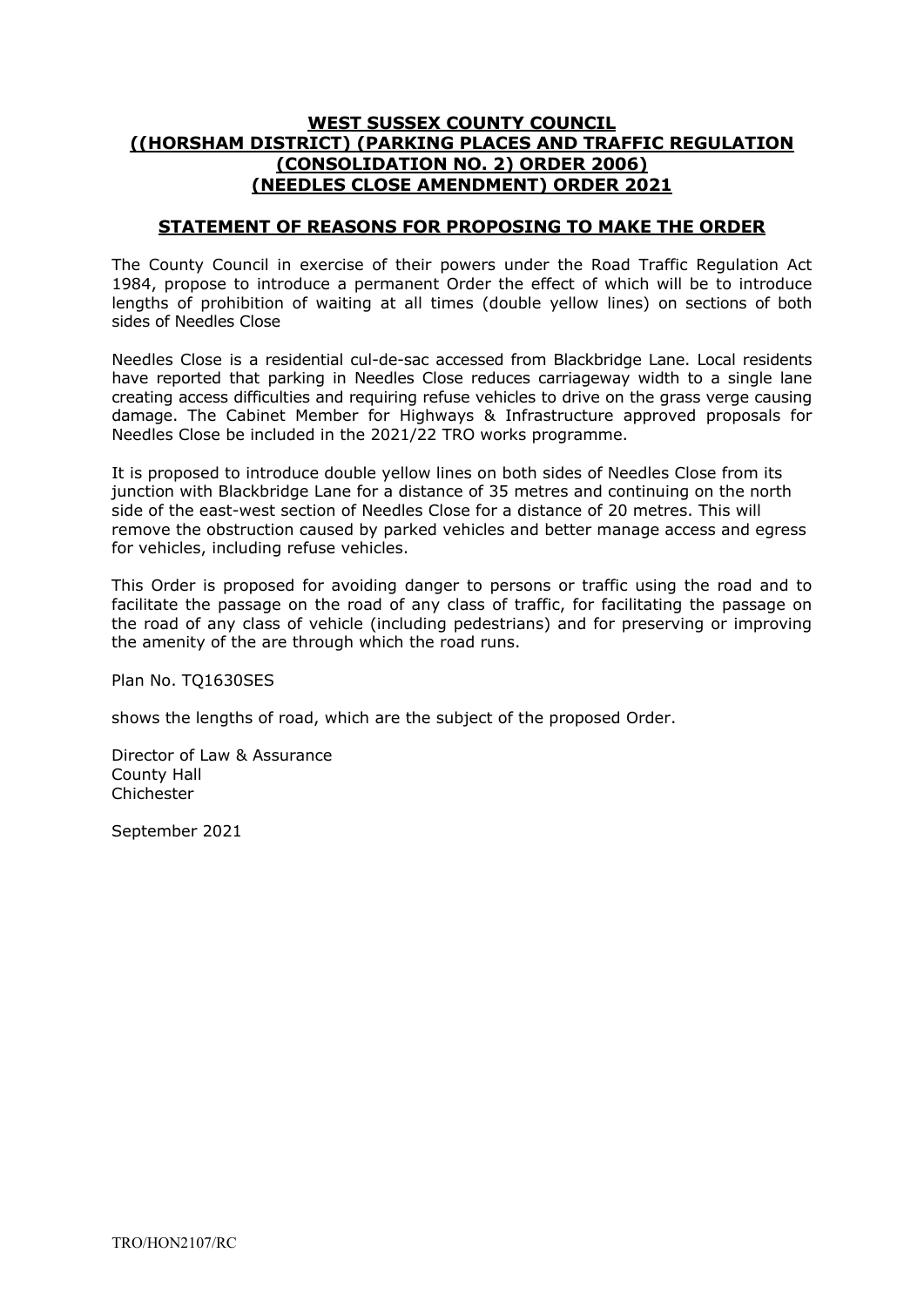# WEST SUSSEX COUNTY COUNCIL
# ((HORSHAM DISTRICT) (PARKING PLACES AND TRAFFIC REGULATION (CONSOLIDATION NO. 2) ORDER 2006) (NEEDLES CLOSE AMENDMENT) ORDER 2021

## STATEMENT OF REASONS FOR PROPOSING TO MAKE THE ORDER

The County Council in exercise of their powers under the Road Traffic Regulation Act 1984, propose to introduce a permanent Order the effect of which will be to introduce lengths of prohibition of waiting at all times (double yellow lines) on sections of both sides of Needles Close

Needles Close is a residential cul-de-sac accessed from Blackbridge Lane. Local residents have reported that parking in Needles Close reduces carriageway width to a single lane creating access difficulties and requiring refuse vehicles to drive on the grass verge causing damage. The Cabinet Member for Highways & Infrastructure approved proposals for Needles Close be included in the 2021/22 TRO works programme.

It is proposed to introduce double yellow lines on both sides of Needles Close from its junction with Blackbridge Lane for a distance of 35 metres and continuing on the north side of the east-west section of Needles Close for a distance of 20 metres. This will remove the obstruction caused by parked vehicles and better manage access and egress for vehicles, including refuse vehicles.

This Order is proposed for avoiding danger to persons or traffic using the road and to facilitate the passage on the road of any class of traffic, for facilitating the passage on the road of any class of vehicle (including pedestrians) and for preserving or improving the amenity of the are through which the road runs.

Plan No. TQ1630SES

shows the lengths of road, which are the subject of the proposed Order.

Director of Law & Assurance
County Hall
Chichester

September 2021

TRO/HON2107/RC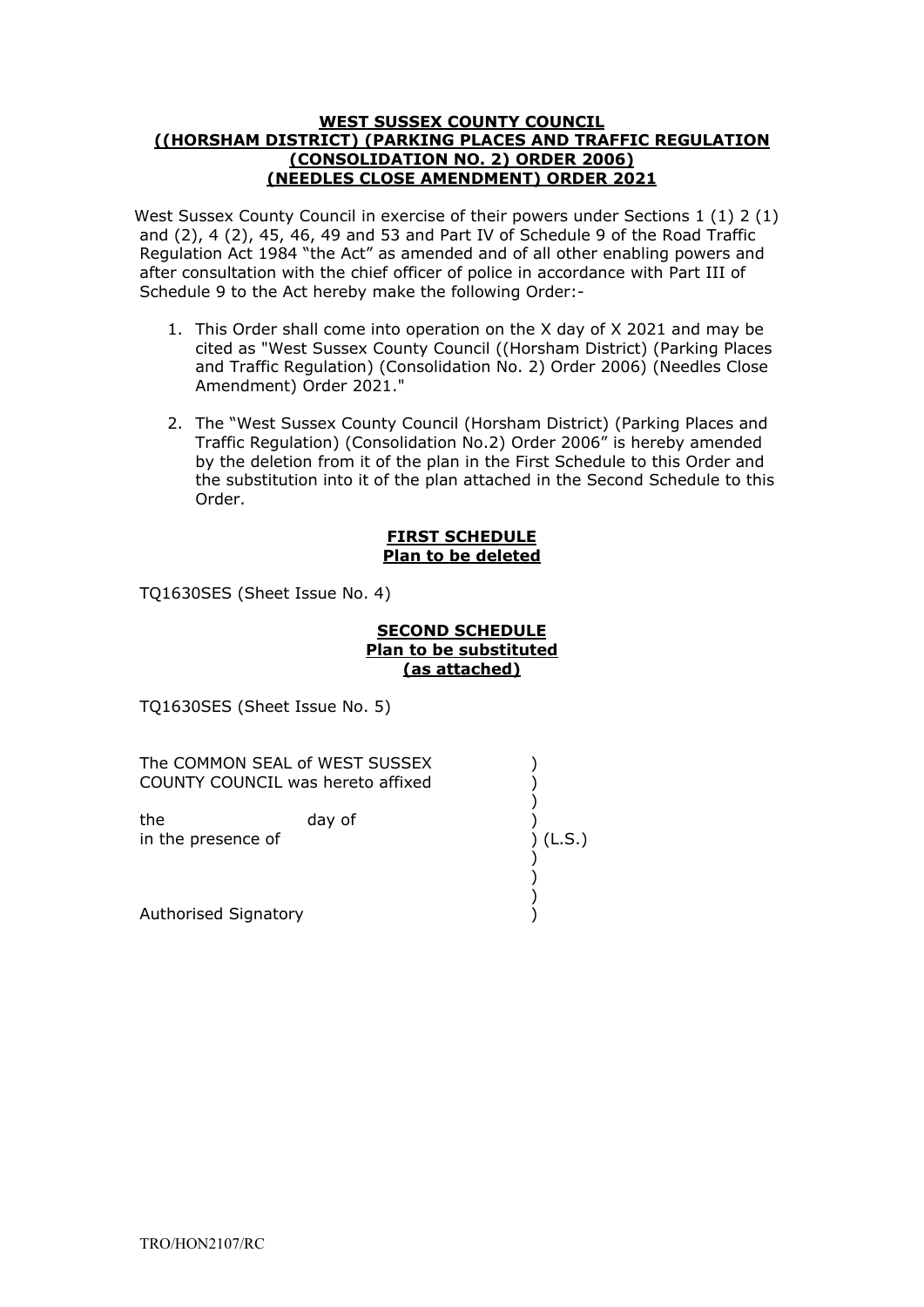**WEST SUSSEX COUNTY COUNCIL**
**((HORSHAM DISTRICT) (PARKING PLACES AND TRAFFIC REGULATION (CONSOLIDATION NO. 2) ORDER 2006)**
**(NEEDLES CLOSE AMENDMENT) ORDER 2021**

West Sussex County Council in exercise of their powers under Sections 1 (1) 2 (1) and (2), 4 (2), 45, 46, 49 and 53 and Part IV of Schedule 9 of the Road Traffic Regulation Act 1984 "the Act" as amended and of all other enabling powers and after consultation with the chief officer of police in accordance with Part III of Schedule 9 to the Act hereby make the following Order:-

1. This Order shall come into operation on the X day of X 2021 and may be cited as "West Sussex County Council ((Horsham District) (Parking Places and Traffic Regulation) (Consolidation No. 2) Order 2006) (Needles Close Amendment) Order 2021."

2. The "West Sussex County Council (Horsham District) (Parking Places and Traffic Regulation) (Consolidation No.2) Order 2006" is hereby amended by the deletion from it of the plan in the First Schedule to this Order and the substitution into it of the plan attached in the Second Schedule to this Order.

**FIRST SCHEDULE**
**Plan to be deleted**

TQ1630SES (Sheet Issue No. 4)

**SECOND SCHEDULE**
**Plan to be substituted**
**(as attached)**

TQ1630SES (Sheet Issue No. 5)

The COMMON SEAL of WEST SUSSEX COUNTY COUNCIL was hereto affixed )
)
the day of )
in the presence of ) (L.S.)
)
)
Authorised Signatory )

TRO/HON2107/RC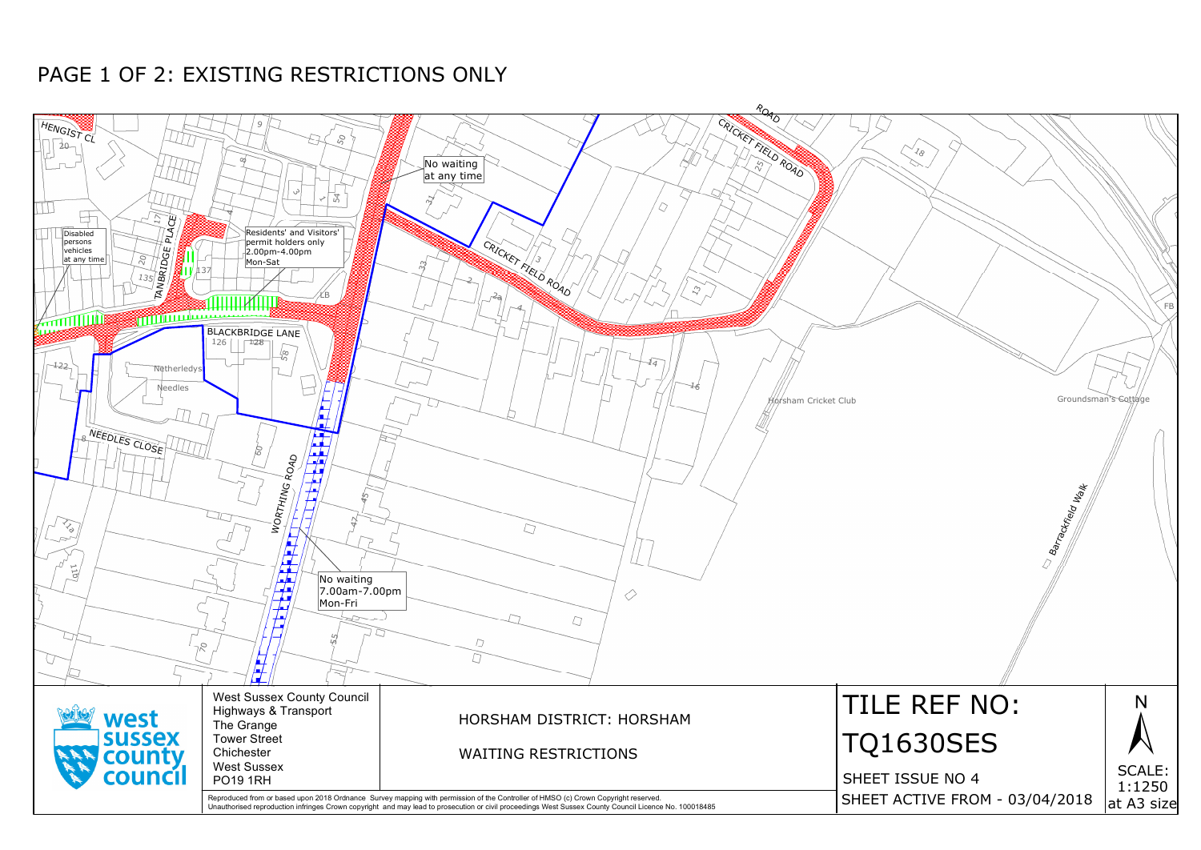# PAGE 1 OF 2: EXISTING RESTRICTIONS ONLY

Disabled persons vehicles at any time

Residents' and Visitors' permit holders only 2.00pm-4.00pm Mon-Sat

No waiting at any time

No waiting 7.00am-7.00pm Mon-Fri

HENGIST CL

TANBRIDGE PLACE

BLACKBRIDGE LANE

NEEDLES CLOSE

WORTHING ROAD

CRICKET FIELD ROAD

Horsham Cricket Club

Groundsman's Cottage

Barrackfield Walk

Netherledys

Needles

West Sussex County Council
Highways & Transport
The Grange
Tower Street
Chichester
West Sussex
PO19 1RH

HORSHAM DISTRICT: HORSHAM

WAITING RESTRICTIONS

TILE REF NO: TQ1630SES

SHEET ISSUE NO 4

SHEET ACTIVE FROM - 03/04/2018

N

SCALE: 1:1250 at A3 size

Reproduced from or based upon 2018 Ordnance Survey mapping with permission of the Controller of HMSO (c) Crown Copyright reserved.
Unauthorised reproduction infringes Crown copyright and may lead to prosecution or civil proceedings West Sussex County Council Licence No. 100018485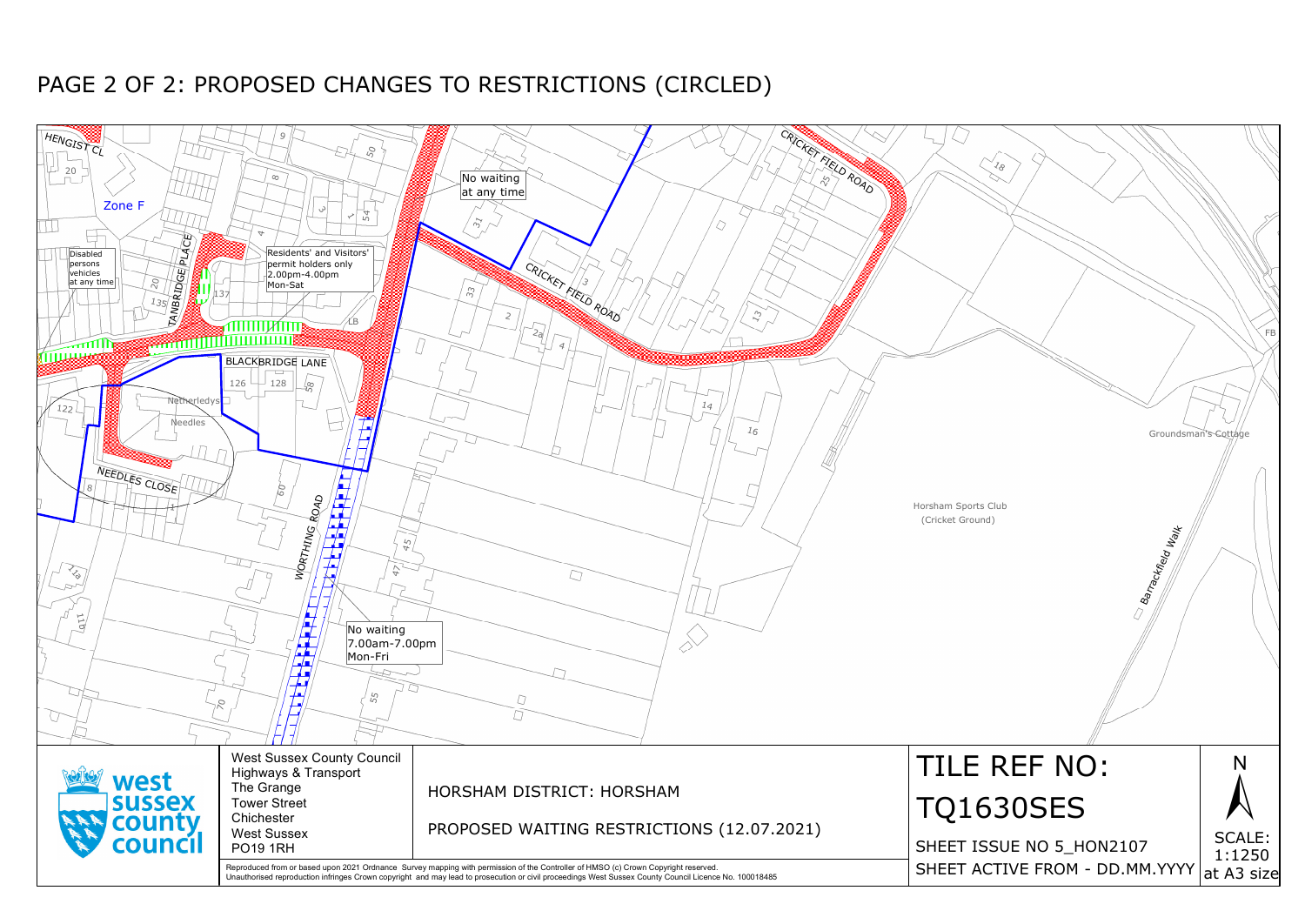# PAGE 2 OF 2: PROPOSED CHANGES TO RESTRICTIONS (CIRCLED)

HENGIST CL

Zone F

Disabled persons vehicles at any time

TANBRIDGE PLACE

Residents' and Visitors' permit holders only 2.00pm-4.00pm Mon-Sat

BLACKBRIDGE LANE

Netherledys

Needles

NEEDLES CLOSE

WORTHING ROAD

No waiting at any time

CRICKET FIELD ROAD

No waiting 7.00am-7.00pm Mon-Fri

Horsham Sports Club (Cricket Ground)

Groundsman's Cottage

Barrackfield Walk

West Sussex County Council
Highways & Transport
The Grange
Tower Street
Chichester
West Sussex
PO19 1RH

HORSHAM DISTRICT: HORSHAM

PROPOSED WAITING RESTRICTIONS (12.07.2021)

TILE REF NO:
TQ1630SES

SHEET ISSUE NO 5_HON2107
SHEET ACTIVE FROM - DD.MM.YYYY

N

SCALE: 1:1250 at A3 size

Reproduced from or based upon 2021 Ordnance Survey mapping with permission of the Controller of HMSO (c) Crown Copyright reserved. Unauthorised reproduction infringes Crown copyright and may lead to prosecution or civil proceedings West Sussex County Council Licence No. 100018485